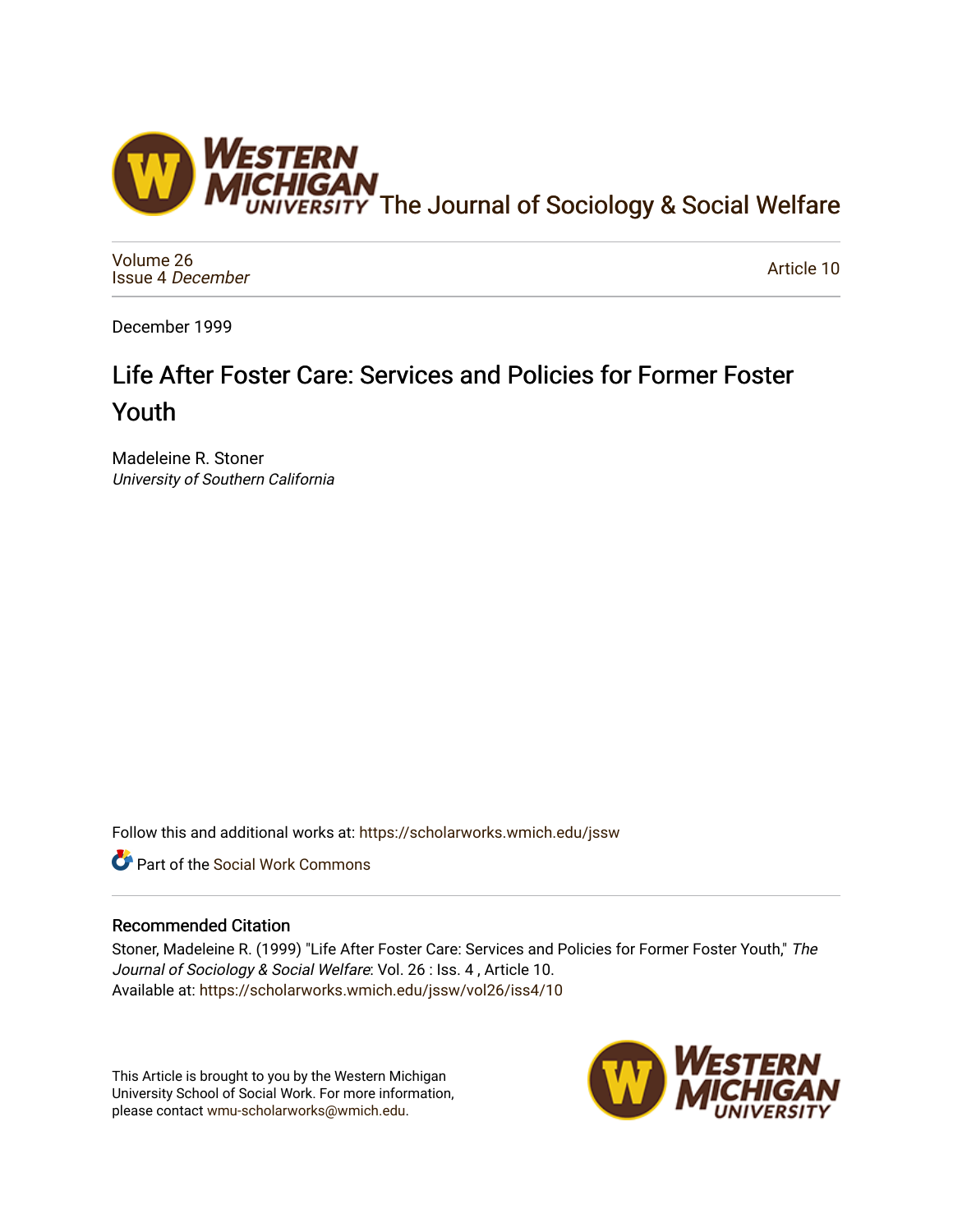The Journal of Sociology & Social Welfare

Volume 26
Issue 4 *December*

Article 10

December 1999

# Life After Foster Care: Services and Policies for Former Foster Youth

Madeleine R. Stoner
*University of Southern California*

Follow this and additional works at: https://scholarworks.wmich.edu/jssw

Part of the Social Work Commons

## Recommended Citation

Stoner, Madeleine R. (1999) "Life After Foster Care: Services and Policies for Former Foster Youth," *The Journal of Sociology & Social Welfare*: Vol. 26 : Iss. 4 , Article 10.
Available at: https://scholarworks.wmich.edu/jssw/vol26/iss4/10

This Article is brought to you by the Western Michigan University School of Social Work. For more information, please contact wmu-scholarworks@wmich.edu.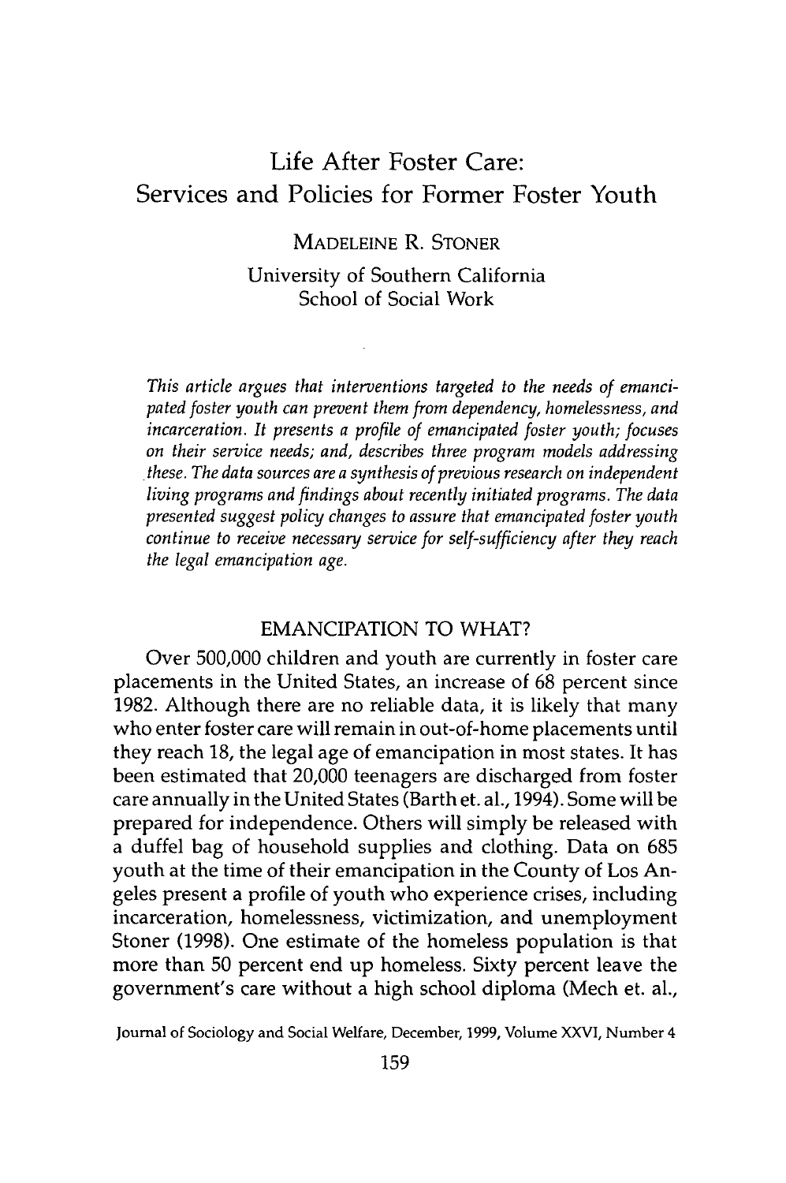# Life After Foster Care: Services and Policies for Former Foster Youth

MADELEINE R. STONER

University of Southern California
School of Social Work

*This article argues that interventions targeted to the needs of emancipated foster youth can prevent them from dependency, homelessness, and incarceration. It presents a profile of emancipated foster youth; focuses on their service needs; and, describes three program models addressing these. The data sources are a synthesis of previous research on independent living programs and findings about recently initiated programs. The data presented suggest policy changes to assure that emancipated foster youth continue to receive necessary service for self-sufficiency after they reach the legal emancipation age.*

## EMANCIPATION TO WHAT?

Over 500,000 children and youth are currently in foster care placements in the United States, an increase of 68 percent since 1982. Although there are no reliable data, it is likely that many who enter foster care will remain in out-of-home placements until they reach 18, the legal age of emancipation in most states. It has been estimated that 20,000 teenagers are discharged from foster care annually in the United States (Barth et. al., 1994). Some will be prepared for independence. Others will simply be released with a duffel bag of household supplies and clothing. Data on 685 youth at the time of their emancipation in the County of Los Angeles present a profile of youth who experience crises, including incarceration, homelessness, victimization, and unemployment Stoner (1998). One estimate of the homeless population is that more than 50 percent end up homeless. Sixty percent leave the government's care without a high school diploma (Mech et. al.,

Journal of Sociology and Social Welfare, December, 1999, Volume XXVI, Number 4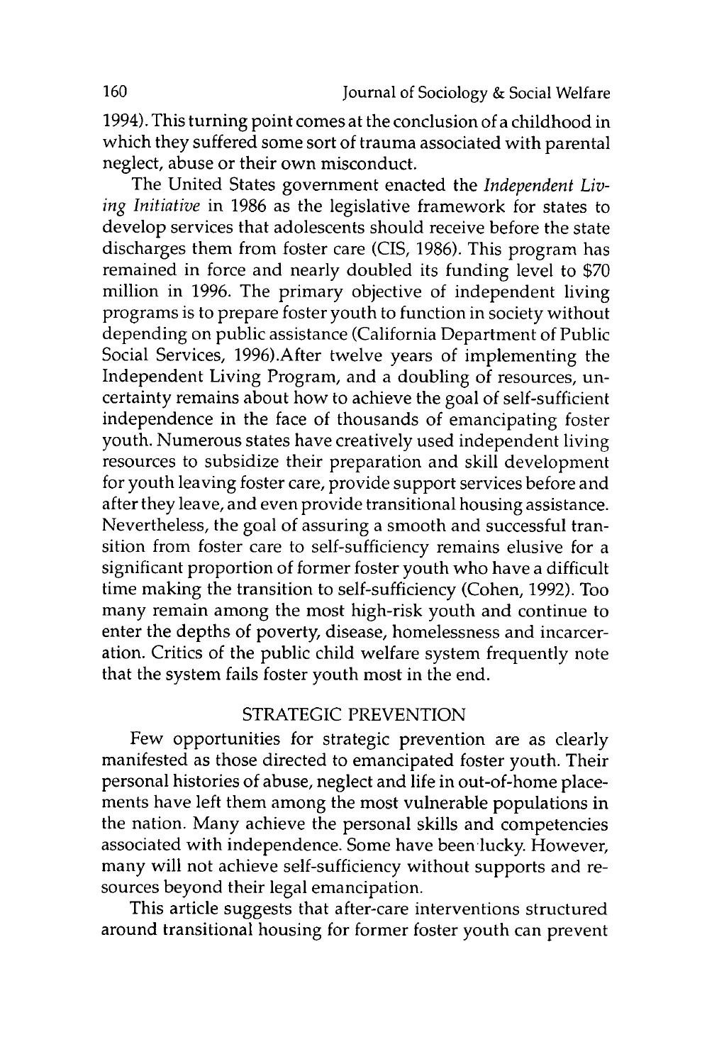1994). This turning point comes at the conclusion of a childhood in which they suffered some sort of trauma associated with parental neglect, abuse or their own misconduct.

The United States government enacted the *Independent Living Initiative* in 1986 as the legislative framework for states to develop services that adolescents should receive before the state discharges them from foster care (CIS, 1986). This program has remained in force and nearly doubled its funding level to $70 million in 1996. The primary objective of independent living programs is to prepare foster youth to function in society without depending on public assistance (California Department of Public Social Services, 1996).After twelve years of implementing the Independent Living Program, and a doubling of resources, uncertainty remains about how to achieve the goal of self-sufficient independence in the face of thousands of emancipating foster youth. Numerous states have creatively used independent living resources to subsidize their preparation and skill development for youth leaving foster care, provide support services before and after they leave, and even provide transitional housing assistance. Nevertheless, the goal of assuring a smooth and successful transition from foster care to self-sufficiency remains elusive for a significant proportion of former foster youth who have a difficult time making the transition to self-sufficiency (Cohen, 1992). Too many remain among the most high-risk youth and continue to enter the depths of poverty, disease, homelessness and incarceration. Critics of the public child welfare system frequently note that the system fails foster youth most in the end.

## STRATEGIC PREVENTION

Few opportunities for strategic prevention are as clearly manifested as those directed to emancipated foster youth. Their personal histories of abuse, neglect and life in out-of-home placements have left them among the most vulnerable populations in the nation. Many achieve the personal skills and competencies associated with independence. Some have been lucky. However, many will not achieve self-sufficiency without supports and resources beyond their legal emancipation.

This article suggests that after-care interventions structured around transitional housing for former foster youth can prevent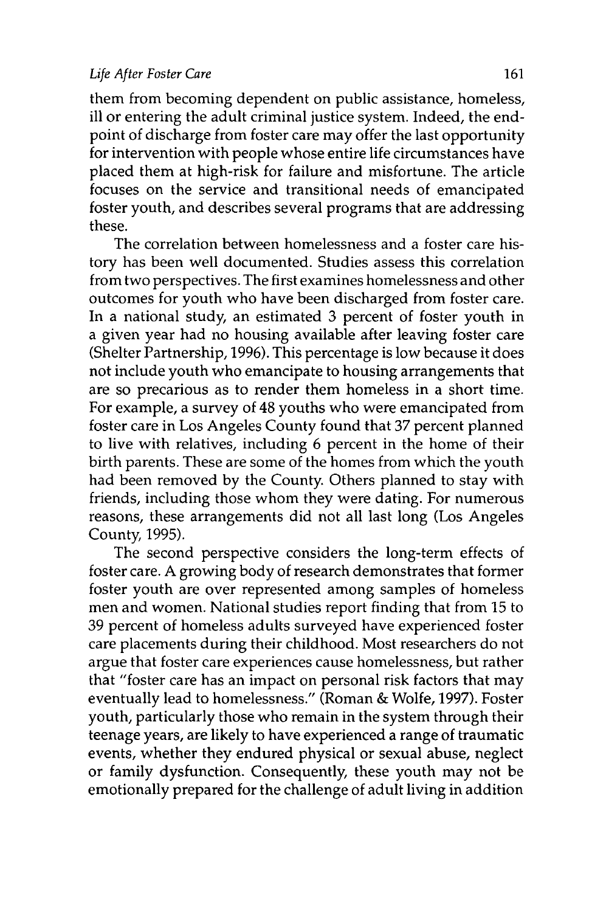them from becoming dependent on public assistance, homeless, ill or entering the adult criminal justice system. Indeed, the end-point of discharge from foster care may offer the last opportunity for intervention with people whose entire life circumstances have placed them at high-risk for failure and misfortune. The article focuses on the service and transitional needs of emancipated foster youth, and describes several programs that are addressing these.

The correlation between homelessness and a foster care history has been well documented. Studies assess this correlation from two perspectives. The first examines homelessness and other outcomes for youth who have been discharged from foster care. In a national study, an estimated 3 percent of foster youth in a given year had no housing available after leaving foster care (Shelter Partnership, 1996). This percentage is low because it does not include youth who emancipate to housing arrangements that are so precarious as to render them homeless in a short time. For example, a survey of 48 youths who were emancipated from foster care in Los Angeles County found that 37 percent planned to live with relatives, including 6 percent in the home of their birth parents. These are some of the homes from which the youth had been removed by the County. Others planned to stay with friends, including those whom they were dating. For numerous reasons, these arrangements did not all last long (Los Angeles County, 1995).

The second perspective considers the long-term effects of foster care. A growing body of research demonstrates that former foster youth are over represented among samples of homeless men and women. National studies report finding that from 15 to 39 percent of homeless adults surveyed have experienced foster care placements during their childhood. Most researchers do not argue that foster care experiences cause homelessness, but rather that "foster care has an impact on personal risk factors that may eventually lead to homelessness." (Roman & Wolfe, 1997). Foster youth, particularly those who remain in the system through their teenage years, are likely to have experienced a range of traumatic events, whether they endured physical or sexual abuse, neglect or family dysfunction. Consequently, these youth may not be emotionally prepared for the challenge of adult living in addition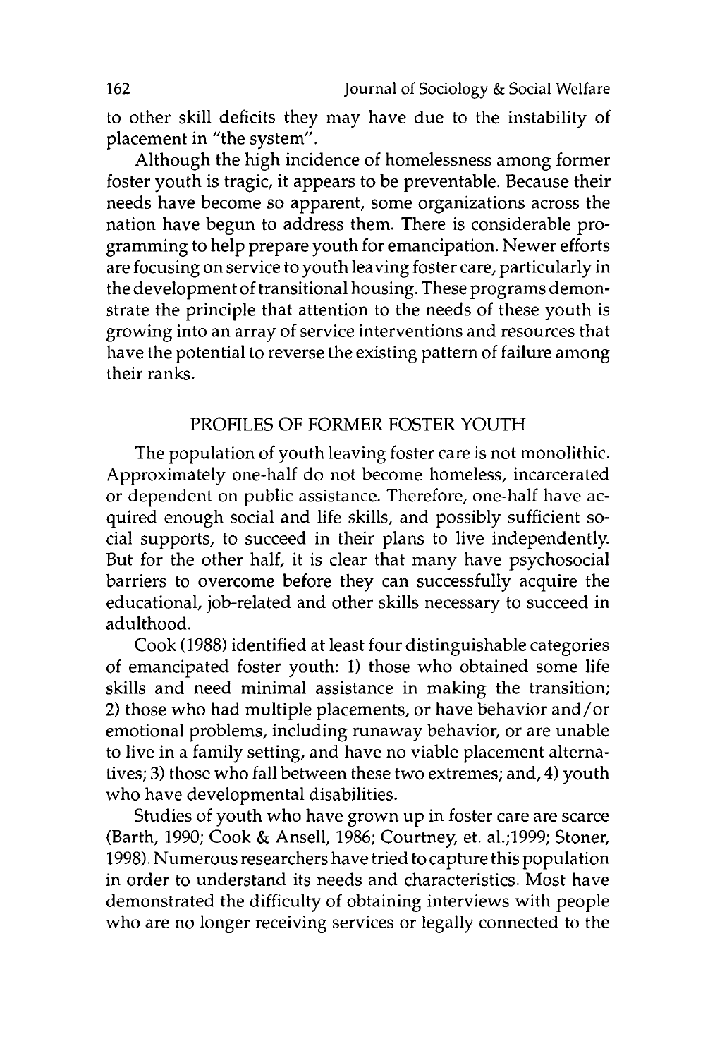to other skill deficits they may have due to the instability of placement in "the system".

Although the high incidence of homelessness among former foster youth is tragic, it appears to be preventable. Because their needs have become so apparent, some organizations across the nation have begun to address them. There is considerable programming to help prepare youth for emancipation. Newer efforts are focusing on service to youth leaving foster care, particularly in the development of transitional housing. These programs demonstrate the principle that attention to the needs of these youth is growing into an array of service interventions and resources that have the potential to reverse the existing pattern of failure among their ranks.

## PROFILES OF FORMER FOSTER YOUTH

The population of youth leaving foster care is not monolithic. Approximately one-half do not become homeless, incarcerated or dependent on public assistance. Therefore, one-half have acquired enough social and life skills, and possibly sufficient social supports, to succeed in their plans to live independently. But for the other half, it is clear that many have psychosocial barriers to overcome before they can successfully acquire the educational, job-related and other skills necessary to succeed in adulthood.

Cook (1988) identified at least four distinguishable categories of emancipated foster youth: 1) those who obtained some life skills and need minimal assistance in making the transition; 2) those who had multiple placements, or have behavior and/or emotional problems, including runaway behavior, or are unable to live in a family setting, and have no viable placement alternatives; 3) those who fall between these two extremes; and, 4) youth who have developmental disabilities.

Studies of youth who have grown up in foster care are scarce (Barth, 1990; Cook & Ansell, 1986; Courtney, et. al.;1999; Stoner, 1998). Numerous researchers have tried to capture this population in order to understand its needs and characteristics. Most have demonstrated the difficulty of obtaining interviews with people who are no longer receiving services or legally connected to the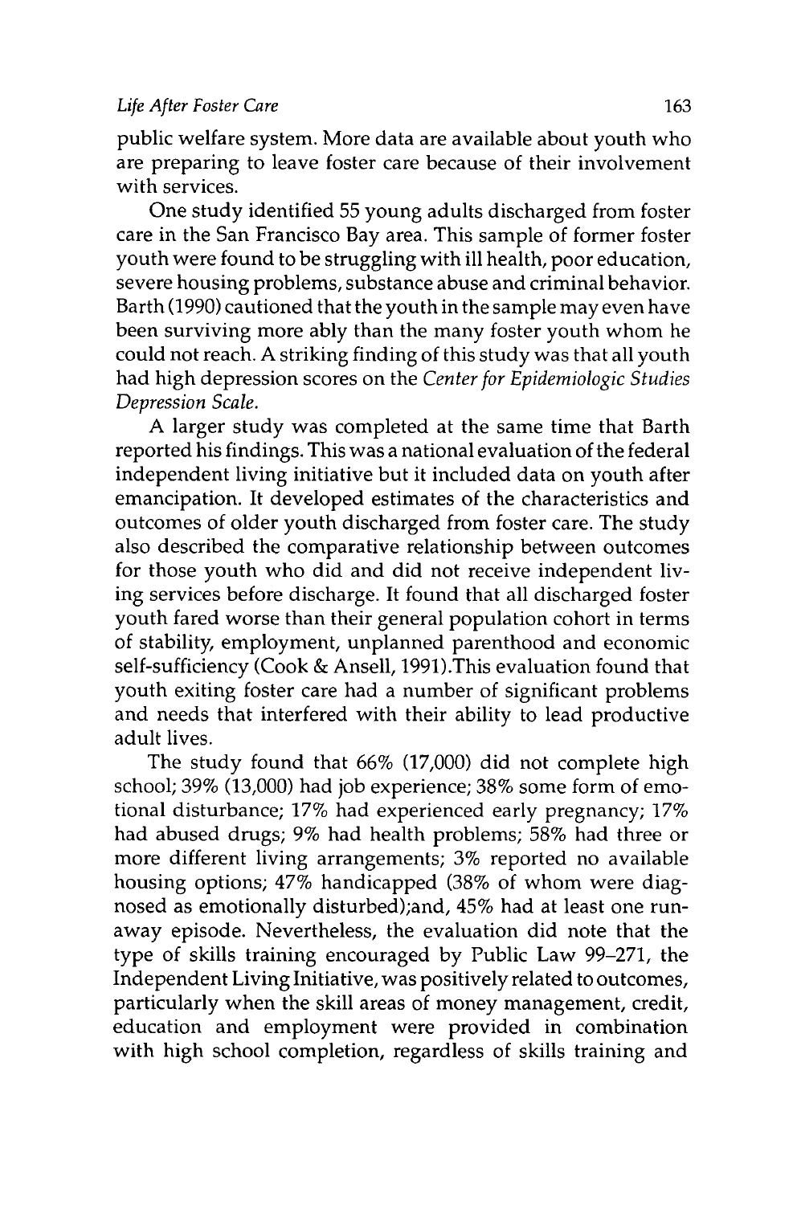public welfare system. More data are available about youth who are preparing to leave foster care because of their involvement with services.

One study identified 55 young adults discharged from foster care in the San Francisco Bay area. This sample of former foster youth were found to be struggling with ill health, poor education, severe housing problems, substance abuse and criminal behavior. Barth (1990) cautioned that the youth in the sample may even have been surviving more ably than the many foster youth whom he could not reach. A striking finding of this study was that all youth had high depression scores on the *Center for Epidemiologic Studies Depression Scale.*

A larger study was completed at the same time that Barth reported his findings. This was a national evaluation of the federal independent living initiative but it included data on youth after emancipation. It developed estimates of the characteristics and outcomes of older youth discharged from foster care. The study also described the comparative relationship between outcomes for those youth who did and did not receive independent living services before discharge. It found that all discharged foster youth fared worse than their general population cohort in terms of stability, employment, unplanned parenthood and economic self-sufficiency (Cook & Ansell, 1991).This evaluation found that youth exiting foster care had a number of significant problems and needs that interfered with their ability to lead productive adult lives.

The study found that 66% (17,000) did not complete high school; 39% (13,000) had job experience; 38% some form of emotional disturbance; 17% had experienced early pregnancy; 17% had abused drugs; 9% had health problems; 58% had three or more different living arrangements; 3% reported no available housing options; 47% handicapped (38% of whom were diagnosed as emotionally disturbed);and, 45% had at least one runaway episode. Nevertheless, the evaluation did note that the type of skills training encouraged by Public Law 99–271, the Independent Living Initiative, was positively related to outcomes, particularly when the skill areas of money management, credit, education and employment were provided in combination with high school completion, regardless of skills training and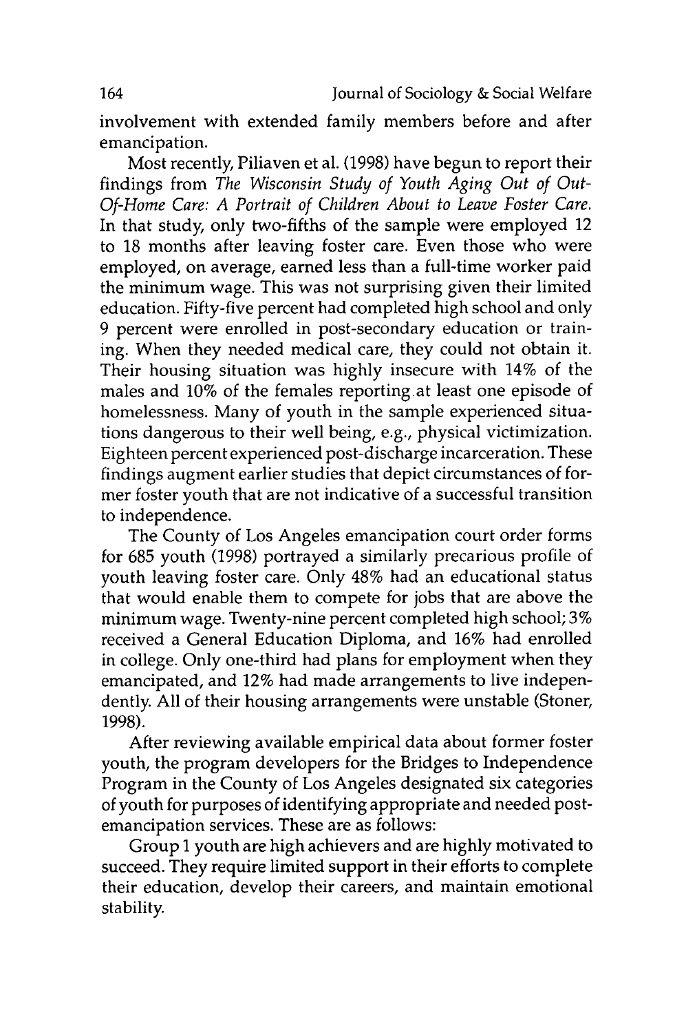involvement with extended family members before and after emancipation.

Most recently, Piliaven et al. (1998) have begun to report their findings from *The Wisconsin Study of Youth Aging Out of Out-Of-Home Care: A Portrait of Children About to Leave Foster Care.* In that study, only two-fifths of the sample were employed 12 to 18 months after leaving foster care. Even those who were employed, on average, earned less than a full-time worker paid the minimum wage. This was not surprising given their limited education. Fifty-five percent had completed high school and only 9 percent were enrolled in post-secondary education or training. When they needed medical care, they could not obtain it. Their housing situation was highly insecure with 14% of the males and 10% of the females reporting at least one episode of homelessness. Many of youth in the sample experienced situations dangerous to their well being, e.g., physical victimization. Eighteen percent experienced post-discharge incarceration. These findings augment earlier studies that depict circumstances of former foster youth that are not indicative of a successful transition to independence.

The County of Los Angeles emancipation court order forms for 685 youth (1998) portrayed a similarly precarious profile of youth leaving foster care. Only 48% had an educational status that would enable them to compete for jobs that are above the minimum wage. Twenty-nine percent completed high school; 3% received a General Education Diploma, and 16% had enrolled in college. Only one-third had plans for employment when they emancipated, and 12% had made arrangements to live independently. All of their housing arrangements were unstable (Stoner, 1998).

After reviewing available empirical data about former foster youth, the program developers for the Bridges to Independence Program in the County of Los Angeles designated six categories of youth for purposes of identifying appropriate and needed post-emancipation services. These are as follows:

Group 1 youth are high achievers and are highly motivated to succeed. They require limited support in their efforts to complete their education, develop their careers, and maintain emotional stability.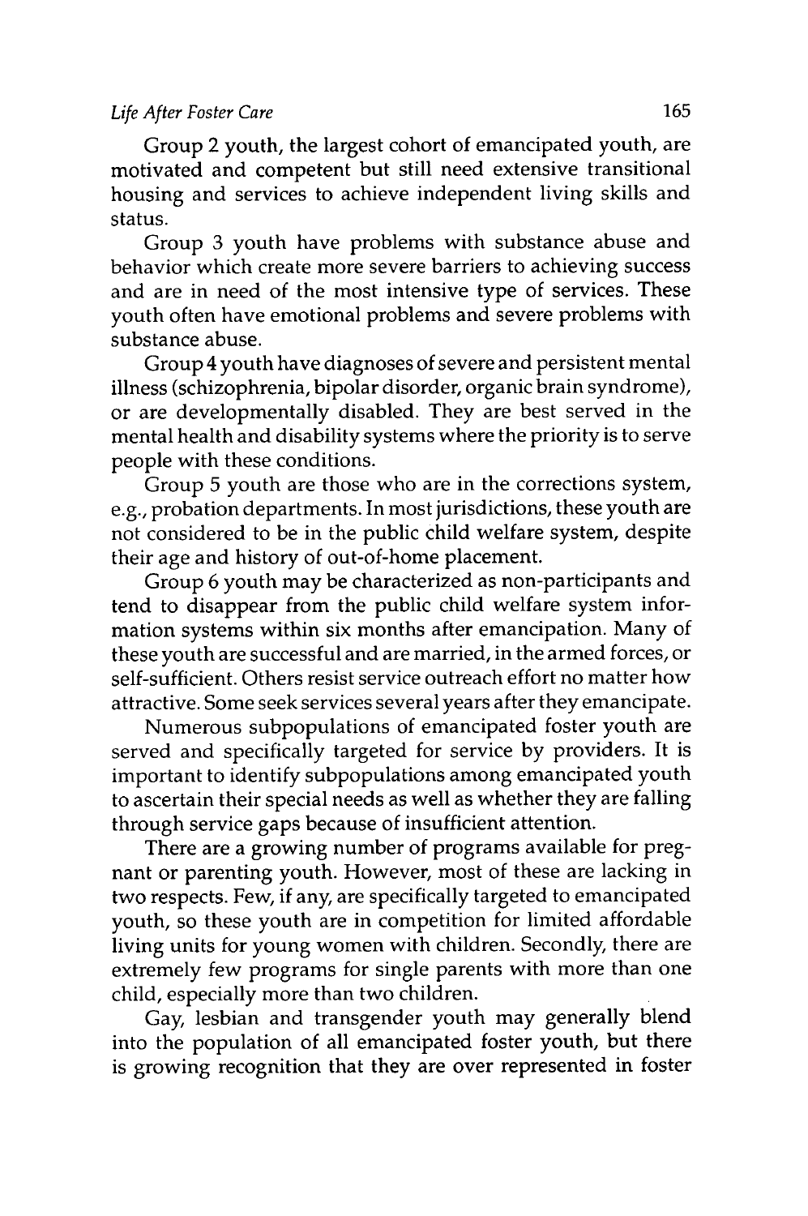Group 2 youth, the largest cohort of emancipated youth, are motivated and competent but still need extensive transitional housing and services to achieve independent living skills and status.

Group 3 youth have problems with substance abuse and behavior which create more severe barriers to achieving success and are in need of the most intensive type of services. These youth often have emotional problems and severe problems with substance abuse.

Group 4 youth have diagnoses of severe and persistent mental illness (schizophrenia, bipolar disorder, organic brain syndrome), or are developmentally disabled. They are best served in the mental health and disability systems where the priority is to serve people with these conditions.

Group 5 youth are those who are in the corrections system, e.g., probation departments. In most jurisdictions, these youth are not considered to be in the public child welfare system, despite their age and history of out-of-home placement.

Group 6 youth may be characterized as non-participants and tend to disappear from the public child welfare system information systems within six months after emancipation. Many of these youth are successful and are married, in the armed forces, or self-sufficient. Others resist service outreach effort no matter how attractive. Some seek services several years after they emancipate.

Numerous subpopulations of emancipated foster youth are served and specifically targeted for service by providers. It is important to identify subpopulations among emancipated youth to ascertain their special needs as well as whether they are falling through service gaps because of insufficient attention.

There are a growing number of programs available for pregnant or parenting youth. However, most of these are lacking in two respects. Few, if any, are specifically targeted to emancipated youth, so these youth are in competition for limited affordable living units for young women with children. Secondly, there are extremely few programs for single parents with more than one child, especially more than two children.

Gay, lesbian and transgender youth may generally blend into the population of all emancipated foster youth, but there is growing recognition that they are over represented in foster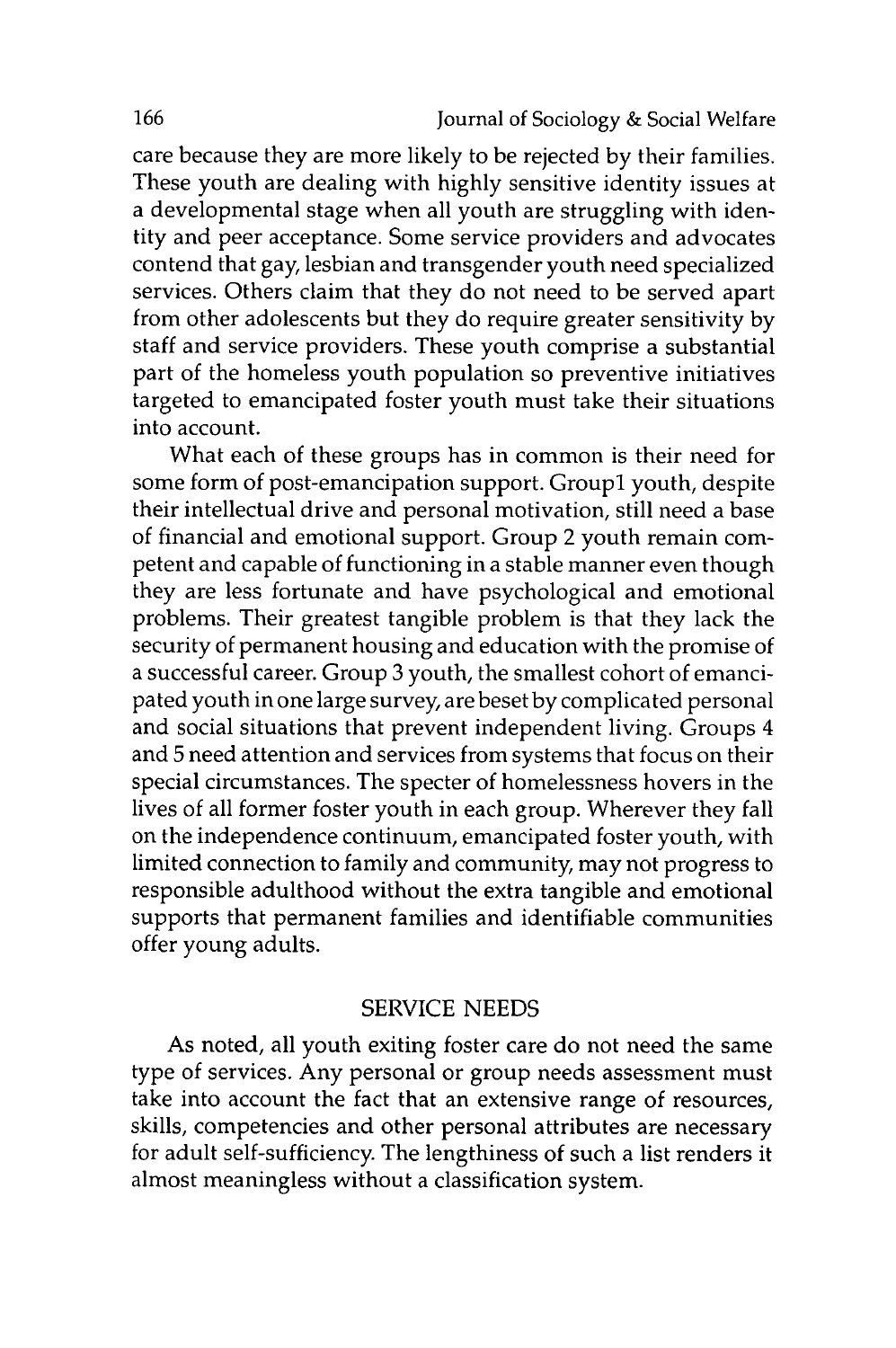care because they are more likely to be rejected by their families. These youth are dealing with highly sensitive identity issues at a developmental stage when all youth are struggling with identity and peer acceptance. Some service providers and advocates contend that gay, lesbian and transgender youth need specialized services. Others claim that they do not need to be served apart from other adolescents but they do require greater sensitivity by staff and service providers. These youth comprise a substantial part of the homeless youth population so preventive initiatives targeted to emancipated foster youth must take their situations into account.

What each of these groups has in common is their need for some form of post-emancipation support. Group1 youth, despite their intellectual drive and personal motivation, still need a base of financial and emotional support. Group 2 youth remain competent and capable of functioning in a stable manner even though they are less fortunate and have psychological and emotional problems. Their greatest tangible problem is that they lack the security of permanent housing and education with the promise of a successful career. Group 3 youth, the smallest cohort of emancipated youth in one large survey, are beset by complicated personal and social situations that prevent independent living. Groups 4 and 5 need attention and services from systems that focus on their special circumstances. The specter of homelessness hovers in the lives of all former foster youth in each group. Wherever they fall on the independence continuum, emancipated foster youth, with limited connection to family and community, may not progress to responsible adulthood without the extra tangible and emotional supports that permanent families and identifiable communities offer young adults.

## SERVICE NEEDS

As noted, all youth exiting foster care do not need the same type of services. Any personal or group needs assessment must take into account the fact that an extensive range of resources, skills, competencies and other personal attributes are necessary for adult self-sufficiency. The lengthiness of such a list renders it almost meaningless without a classification system.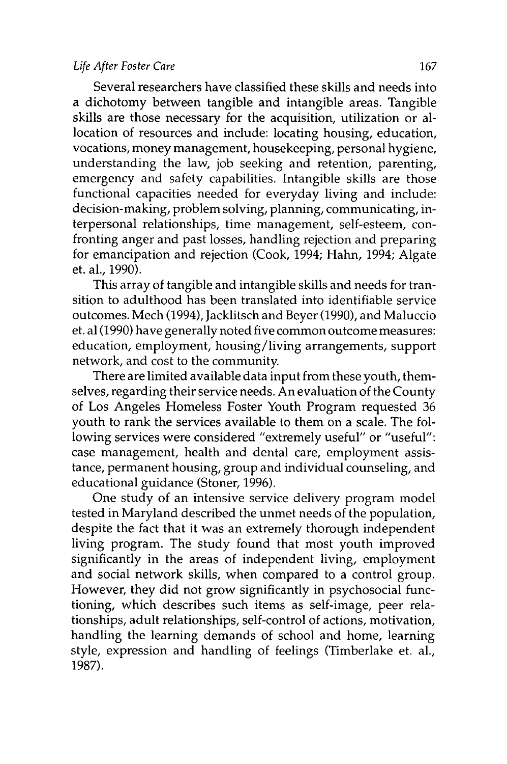Several researchers have classified these skills and needs into a dichotomy between tangible and intangible areas. Tangible skills are those necessary for the acquisition, utilization or allocation of resources and include: locating housing, education, vocations, money management, housekeeping, personal hygiene, understanding the law, job seeking and retention, parenting, emergency and safety capabilities. Intangible skills are those functional capacities needed for everyday living and include: decision-making, problem solving, planning, communicating, interpersonal relationships, time management, self-esteem, confronting anger and past losses, handling rejection and preparing for emancipation and rejection (Cook, 1994; Hahn, 1994; Algate et. al., 1990).

This array of tangible and intangible skills and needs for transition to adulthood has been translated into identifiable service outcomes. Mech (1994), Jacklitsch and Beyer (1990), and Maluccio et. al (1990) have generally noted five common outcome measures: education, employment, housing/living arrangements, support network, and cost to the community.

There are limited available data input from these youth, themselves, regarding their service needs. An evaluation of the County of Los Angeles Homeless Foster Youth Program requested 36 youth to rank the services available to them on a scale. The following services were considered "extremely useful" or "useful": case management, health and dental care, employment assistance, permanent housing, group and individual counseling, and educational guidance (Stoner, 1996).

One study of an intensive service delivery program model tested in Maryland described the unmet needs of the population, despite the fact that it was an extremely thorough independent living program. The study found that most youth improved significantly in the areas of independent living, employment and social network skills, when compared to a control group. However, they did not grow significantly in psychosocial functioning, which describes such items as self-image, peer relationships, adult relationships, self-control of actions, motivation, handling the learning demands of school and home, learning style, expression and handling of feelings (Timberlake et. al., 1987).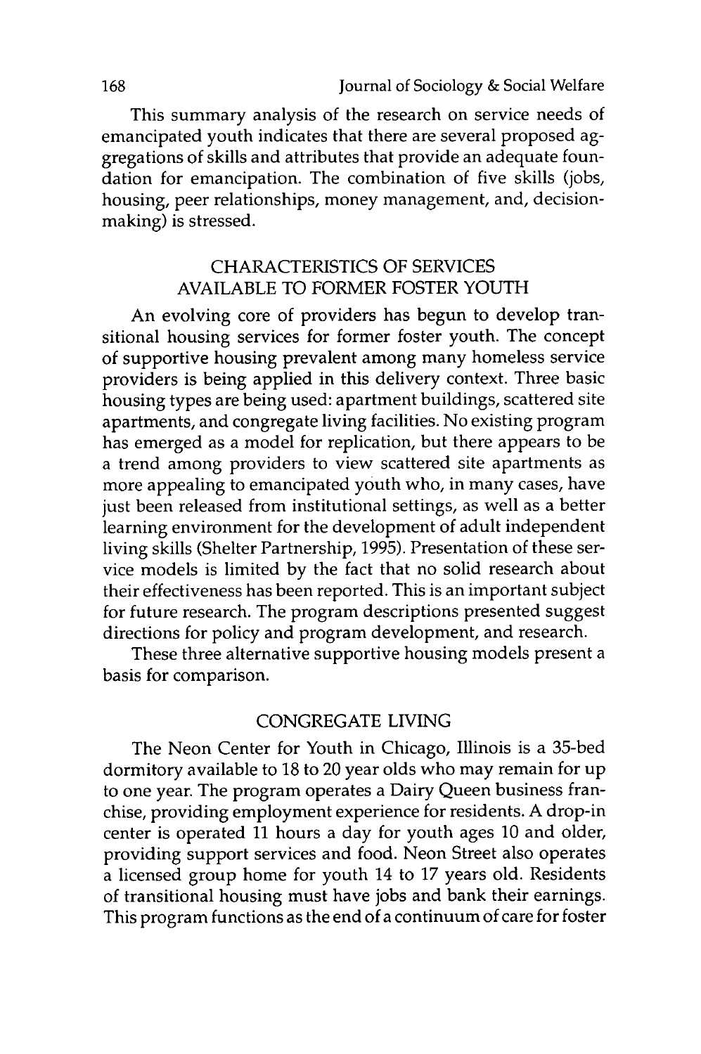This summary analysis of the research on service needs of emancipated youth indicates that there are several proposed aggregations of skills and attributes that provide an adequate foundation for emancipation. The combination of five skills (jobs, housing, peer relationships, money management, and, decision-making) is stressed.

## CHARACTERISTICS OF SERVICES AVAILABLE TO FORMER FOSTER YOUTH

An evolving core of providers has begun to develop transitional housing services for former foster youth. The concept of supportive housing prevalent among many homeless service providers is being applied in this delivery context. Three basic housing types are being used: apartment buildings, scattered site apartments, and congregate living facilities. No existing program has emerged as a model for replication, but there appears to be a trend among providers to view scattered site apartments as more appealing to emancipated youth who, in many cases, have just been released from institutional settings, as well as a better learning environment for the development of adult independent living skills (Shelter Partnership, 1995). Presentation of these service models is limited by the fact that no solid research about their effectiveness has been reported. This is an important subject for future research. The program descriptions presented suggest directions for policy and program development, and research.

These three alternative supportive housing models present a basis for comparison.

## CONGREGATE LIVING

The Neon Center for Youth in Chicago, Illinois is a 35-bed dormitory available to 18 to 20 year olds who may remain for up to one year. The program operates a Dairy Queen business franchise, providing employment experience for residents. A drop-in center is operated 11 hours a day for youth ages 10 and older, providing support services and food. Neon Street also operates a licensed group home for youth 14 to 17 years old. Residents of transitional housing must have jobs and bank their earnings. This program functions as the end of a continuum of care for foster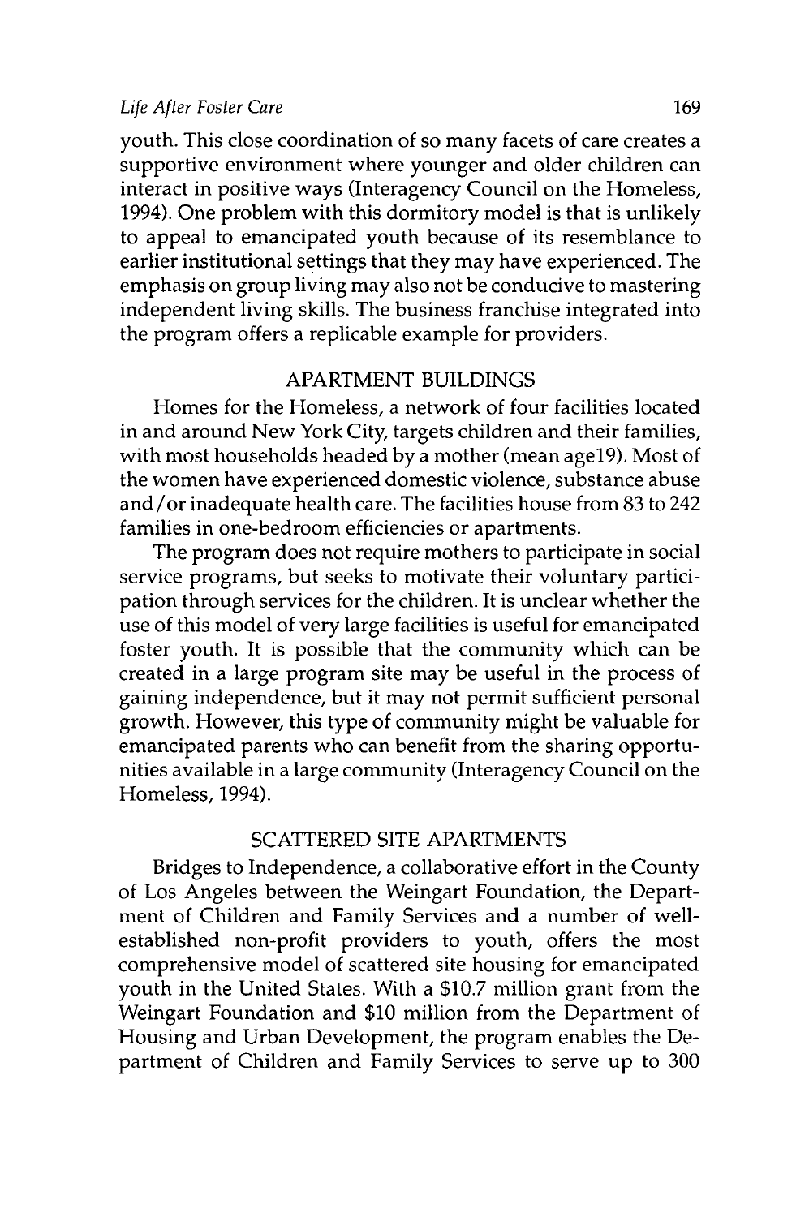youth. This close coordination of so many facets of care creates a supportive environment where younger and older children can interact in positive ways (Interagency Council on the Homeless, 1994). One problem with this dormitory model is that is unlikely to appeal to emancipated youth because of its resemblance to earlier institutional settings that they may have experienced. The emphasis on group living may also not be conducive to mastering independent living skills. The business franchise integrated into the program offers a replicable example for providers.

## APARTMENT BUILDINGS

Homes for the Homeless, a network of four facilities located in and around New York City, targets children and their families, with most households headed by a mother (mean age19). Most of the women have experienced domestic violence, substance abuse and/or inadequate health care. The facilities house from 83 to 242 families in one-bedroom efficiencies or apartments.

The program does not require mothers to participate in social service programs, but seeks to motivate their voluntary participation through services for the children. It is unclear whether the use of this model of very large facilities is useful for emancipated foster youth. It is possible that the community which can be created in a large program site may be useful in the process of gaining independence, but it may not permit sufficient personal growth. However, this type of community might be valuable for emancipated parents who can benefit from the sharing opportunities available in a large community (Interagency Council on the Homeless, 1994).

## SCATTERED SITE APARTMENTS

Bridges to Independence, a collaborative effort in the County of Los Angeles between the Weingart Foundation, the Department of Children and Family Services and a number of well-established non-profit providers to youth, offers the most comprehensive model of scattered site housing for emancipated youth in the United States. With a $10.7 million grant from the Weingart Foundation and $10 million from the Department of Housing and Urban Development, the program enables the Department of Children and Family Services to serve up to 300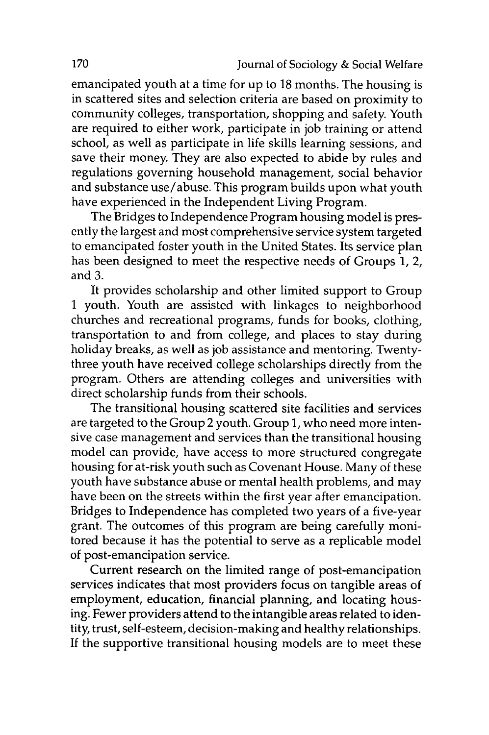emancipated youth at a time for up to 18 months. The housing is in scattered sites and selection criteria are based on proximity to community colleges, transportation, shopping and safety. Youth are required to either work, participate in job training or attend school, as well as participate in life skills learning sessions, and save their money. They are also expected to abide by rules and regulations governing household management, social behavior and substance use/abuse. This program builds upon what youth have experienced in the Independent Living Program.

The Bridges to Independence Program housing model is presently the largest and most comprehensive service system targeted to emancipated foster youth in the United States. Its service plan has been designed to meet the respective needs of Groups 1, 2, and 3.

It provides scholarship and other limited support to Group 1 youth. Youth are assisted with linkages to neighborhood churches and recreational programs, funds for books, clothing, transportation to and from college, and places to stay during holiday breaks, as well as job assistance and mentoring. Twenty-three youth have received college scholarships directly from the program. Others are attending colleges and universities with direct scholarship funds from their schools.

The transitional housing scattered site facilities and services are targeted to the Group 2 youth. Group 1, who need more intensive case management and services than the transitional housing model can provide, have access to more structured congregate housing for at-risk youth such as Covenant House. Many of these youth have substance abuse or mental health problems, and may have been on the streets within the first year after emancipation. Bridges to Independence has completed two years of a five-year grant. The outcomes of this program are being carefully monitored because it has the potential to serve as a replicable model of post-emancipation service.

Current research on the limited range of post-emancipation services indicates that most providers focus on tangible areas of employment, education, financial planning, and locating housing. Fewer providers attend to the intangible areas related to identity, trust, self-esteem, decision-making and healthy relationships. If the supportive transitional housing models are to meet these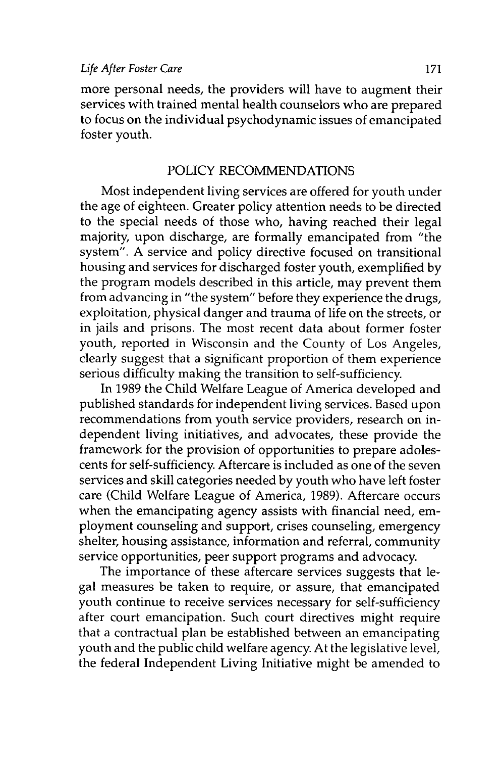more personal needs, the providers will have to augment their services with trained mental health counselors who are prepared to focus on the individual psychodynamic issues of emancipated foster youth.

## POLICY RECOMMENDATIONS

Most independent living services are offered for youth under the age of eighteen. Greater policy attention needs to be directed to the special needs of those who, having reached their legal majority, upon discharge, are formally emancipated from "the system". A service and policy directive focused on transitional housing and services for discharged foster youth, exemplified by the program models described in this article, may prevent them from advancing in "the system" before they experience the drugs, exploitation, physical danger and trauma of life on the streets, or in jails and prisons. The most recent data about former foster youth, reported in Wisconsin and the County of Los Angeles, clearly suggest that a significant proportion of them experience serious difficulty making the transition to self-sufficiency.

In 1989 the Child Welfare League of America developed and published standards for independent living services. Based upon recommendations from youth service providers, research on independent living initiatives, and advocates, these provide the framework for the provision of opportunities to prepare adolescents for self-sufficiency. Aftercare is included as one of the seven services and skill categories needed by youth who have left foster care (Child Welfare League of America, 1989). Aftercare occurs when the emancipating agency assists with financial need, employment counseling and support, crises counseling, emergency shelter, housing assistance, information and referral, community service opportunities, peer support programs and advocacy.

The importance of these aftercare services suggests that legal measures be taken to require, or assure, that emancipated youth continue to receive services necessary for self-sufficiency after court emancipation. Such court directives might require that a contractual plan be established between an emancipating youth and the public child welfare agency. At the legislative level, the federal Independent Living Initiative might be amended to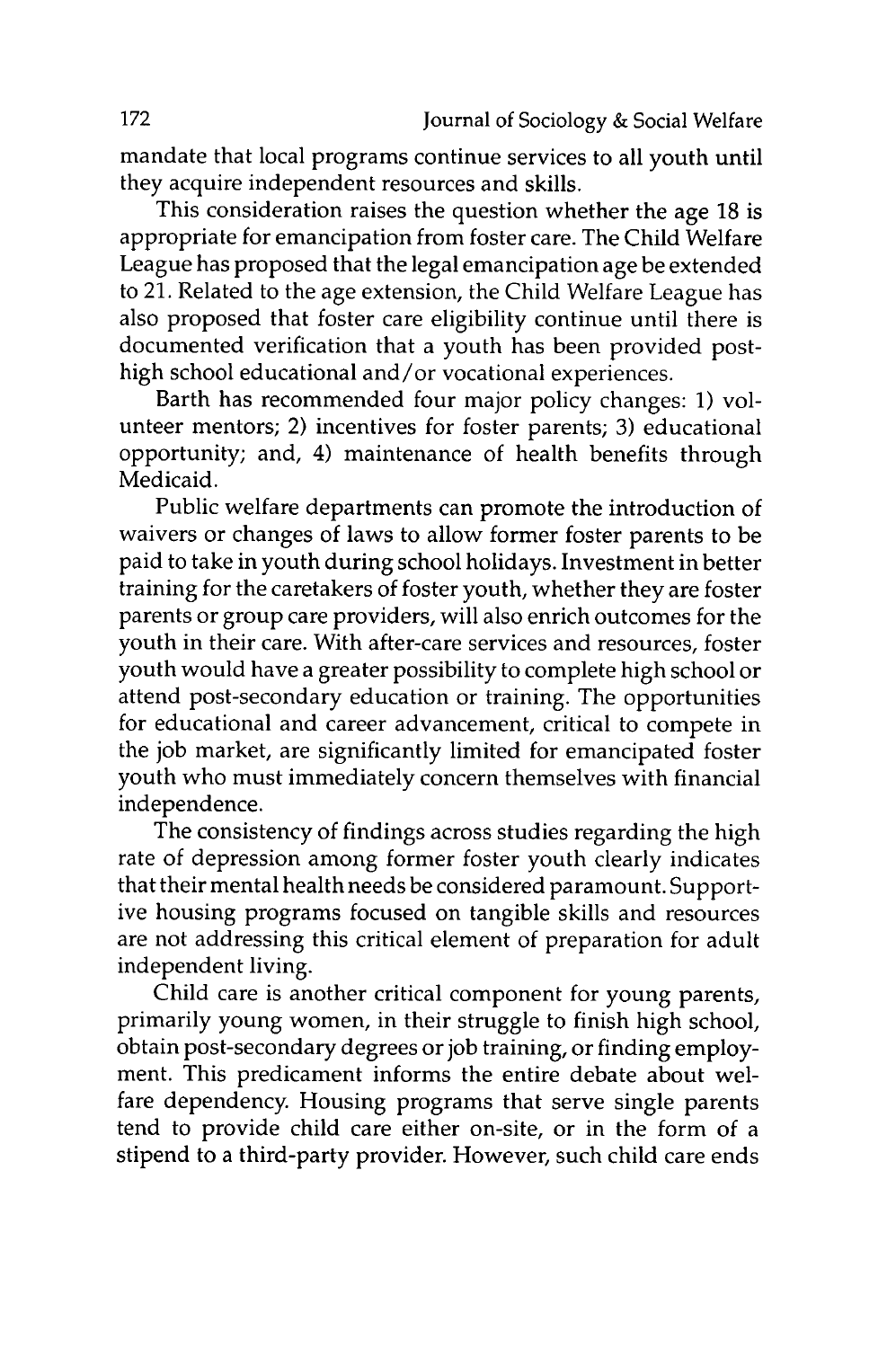mandate that local programs continue services to all youth until they acquire independent resources and skills.

This consideration raises the question whether the age 18 is appropriate for emancipation from foster care. The Child Welfare League has proposed that the legal emancipation age be extended to 21. Related to the age extension, the Child Welfare League has also proposed that foster care eligibility continue until there is documented verification that a youth has been provided post-high school educational and/or vocational experiences.

Barth has recommended four major policy changes: 1) volunteer mentors; 2) incentives for foster parents; 3) educational opportunity; and, 4) maintenance of health benefits through Medicaid.

Public welfare departments can promote the introduction of waivers or changes of laws to allow former foster parents to be paid to take in youth during school holidays. Investment in better training for the caretakers of foster youth, whether they are foster parents or group care providers, will also enrich outcomes for the youth in their care. With after-care services and resources, foster youth would have a greater possibility to complete high school or attend post-secondary education or training. The opportunities for educational and career advancement, critical to compete in the job market, are significantly limited for emancipated foster youth who must immediately concern themselves with financial independence.

The consistency of findings across studies regarding the high rate of depression among former foster youth clearly indicates that their mental health needs be considered paramount. Supportive housing programs focused on tangible skills and resources are not addressing this critical element of preparation for adult independent living.

Child care is another critical component for young parents, primarily young women, in their struggle to finish high school, obtain post-secondary degrees or job training, or finding employment. This predicament informs the entire debate about welfare dependency. Housing programs that serve single parents tend to provide child care either on-site, or in the form of a stipend to a third-party provider. However, such child care ends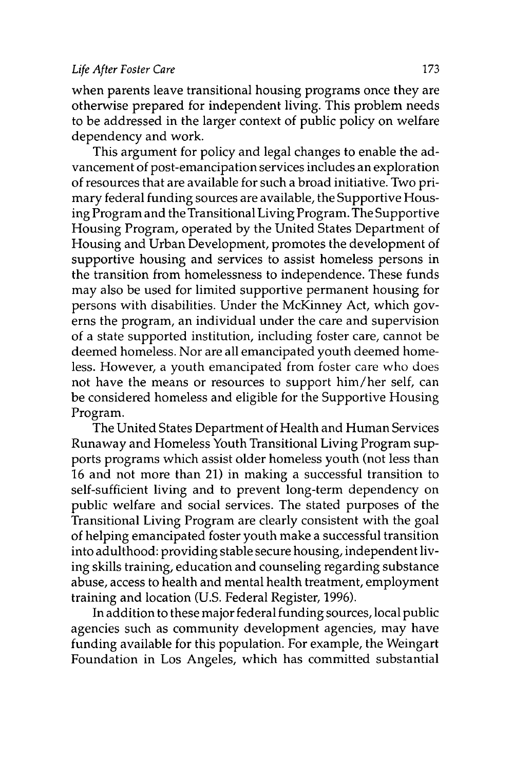when parents leave transitional housing programs once they are otherwise prepared for independent living. This problem needs to be addressed in the larger context of public policy on welfare dependency and work.

This argument for policy and legal changes to enable the advancement of post-emancipation services includes an exploration of resources that are available for such a broad initiative. Two primary federal funding sources are available, the Supportive Housing Program and the Transitional Living Program. The Supportive Housing Program, operated by the United States Department of Housing and Urban Development, promotes the development of supportive housing and services to assist homeless persons in the transition from homelessness to independence. These funds may also be used for limited supportive permanent housing for persons with disabilities. Under the McKinney Act, which governs the program, an individual under the care and supervision of a state supported institution, including foster care, cannot be deemed homeless. Nor are all emancipated youth deemed homeless. However, a youth emancipated from foster care who does not have the means or resources to support him/her self, can be considered homeless and eligible for the Supportive Housing Program.

The United States Department of Health and Human Services Runaway and Homeless Youth Transitional Living Program supports programs which assist older homeless youth (not less than 16 and not more than 21) in making a successful transition to self-sufficient living and to prevent long-term dependency on public welfare and social services. The stated purposes of the Transitional Living Program are clearly consistent with the goal of helping emancipated foster youth make a successful transition into adulthood: providing stable secure housing, independent living skills training, education and counseling regarding substance abuse, access to health and mental health treatment, employment training and location (U.S. Federal Register, 1996).

In addition to these major federal funding sources, local public agencies such as community development agencies, may have funding available for this population. For example, the Weingart Foundation in Los Angeles, which has committed substantial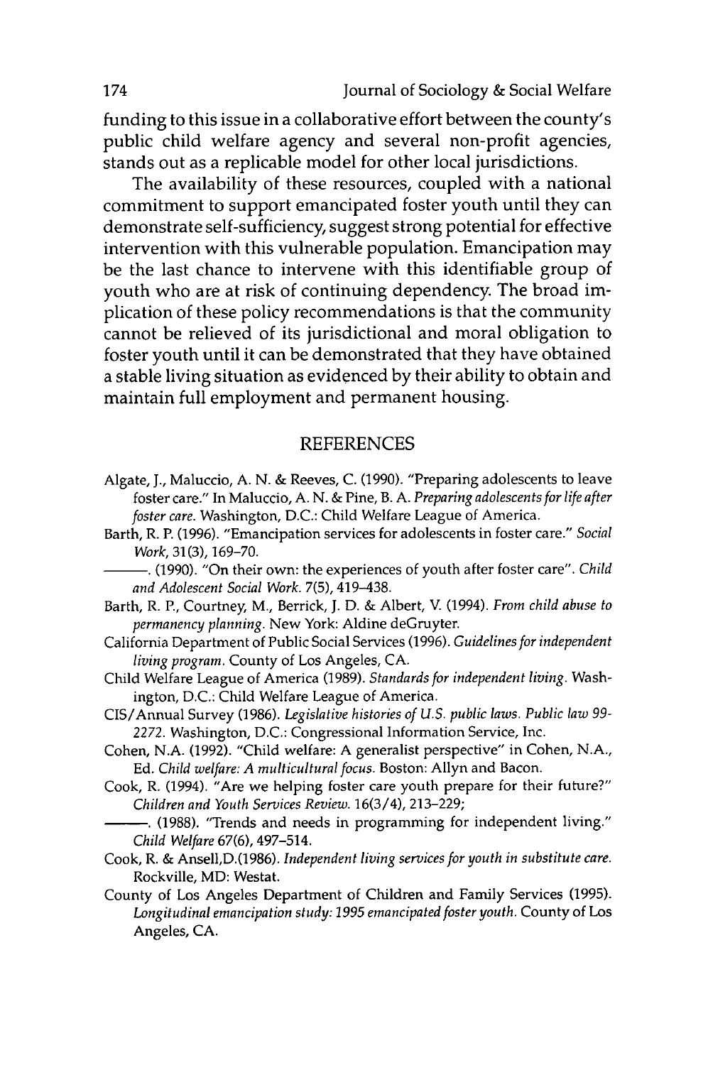funding to this issue in a collaborative effort between the county's public child welfare agency and several non-profit agencies, stands out as a replicable model for other local jurisdictions.

The availability of these resources, coupled with a national commitment to support emancipated foster youth until they can demonstrate self-sufficiency, suggest strong potential for effective intervention with this vulnerable population. Emancipation may be the last chance to intervene with this identifiable group of youth who are at risk of continuing dependency. The broad implication of these policy recommendations is that the community cannot be relieved of its jurisdictional and moral obligation to foster youth until it can be demonstrated that they have obtained a stable living situation as evidenced by their ability to obtain and maintain full employment and permanent housing.

## REFERENCES

Algate, J., Maluccio, A. N. & Reeves, C. (1990). "Preparing adolescents to leave foster care." In Maluccio, A. N. & Pine, B. A. *Preparing adolescents for life after foster care.* Washington, D.C.: Child Welfare League of America.

Barth, R. P. (1996). "Emancipation services for adolescents in foster care." *Social Work*, 31(3), 169–70.

———. (1990). "On their own: the experiences of youth after foster care". *Child and Adolescent Social Work.* 7(5), 419–438.

Barth, R. P., Courtney, M., Berrick, J. D. & Albert, V. (1994). *From child abuse to permanency planning.* New York: Aldine deGruyter.

California Department of Public Social Services (1996). *Guidelines for independent living program.* County of Los Angeles, CA.

Child Welfare League of America (1989). *Standards for independent living.* Washington, D.C.: Child Welfare League of America.

CIS/Annual Survey (1986). *Legislative histories of U.S. public laws. Public law 99-2272.* Washington, D.C.: Congressional Information Service, Inc.

Cohen, N.A. (1992). "Child welfare: A generalist perspective" in Cohen, N.A., Ed. *Child welfare: A multicultural focus.* Boston: Allyn and Bacon.

Cook, R. (1994). "Are we helping foster care youth prepare for their future?" *Children and Youth Services Review.* 16(3/4), 213–229;

———. (1988). "Trends and needs in programming for independent living." *Child Welfare* 67(6), 497–514.

Cook, R. & Ansell,D.(1986). *Independent living services for youth in substitute care.* Rockville, MD: Westat.

County of Los Angeles Department of Children and Family Services (1995). *Longitudinal emancipation study: 1995 emancipated foster youth.* County of Los Angeles, CA.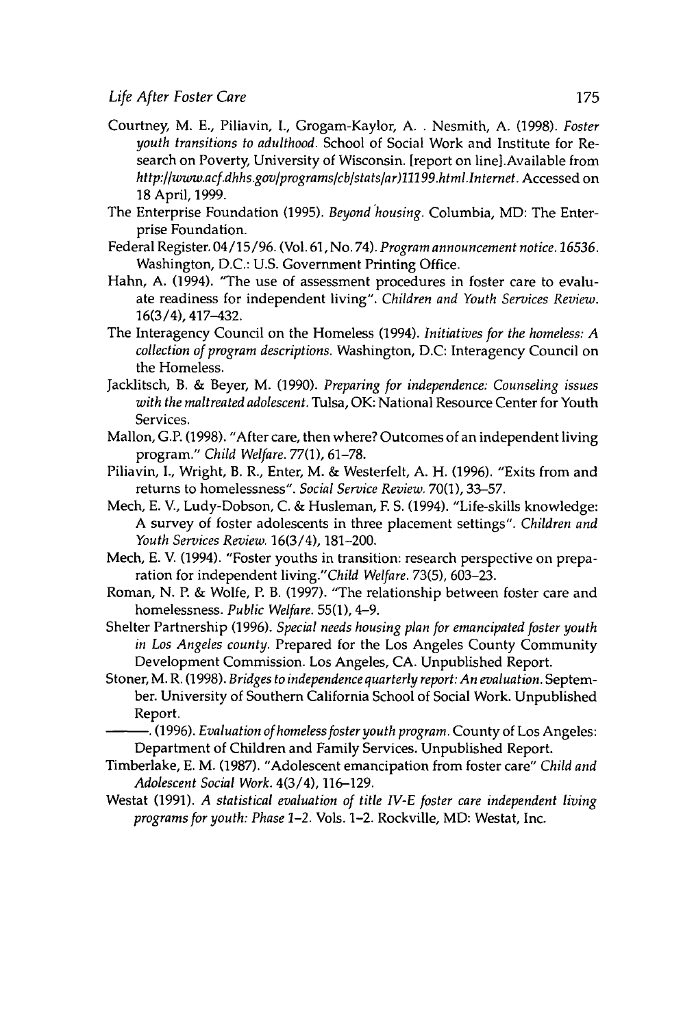Courtney, M. E., Piliavin, I., Grogam-Kaylor, A. . Nesmith, A. (1998). *Foster youth transitions to adulthood.* School of Social Work and Institute for Research on Poverty, University of Wisconsin. [report on line].Available from *http://www.acf.dhhs.gov/programs/cb/stats/ar)11199.html.Internet.* Accessed on 18 April, 1999.

The Enterprise Foundation (1995). *Beyond housing.* Columbia, MD: The Enterprise Foundation.

Federal Register. 04/15/96. (Vol. 61, No. 74). *Program announcement notice. 16536.* Washington, D.C.: U.S. Government Printing Office.

Hahn, A. (1994). "The use of assessment procedures in foster care to evaluate readiness for independent living". *Children and Youth Services Review.* 16(3/4), 417–432.

The Interagency Council on the Homeless (1994). *Initiatives for the homeless: A collection of program descriptions.* Washington, D.C: Interagency Council on the Homeless.

Jacklitsch, B. & Beyer, M. (1990). *Preparing for independence: Counseling issues with the maltreated adolescent.* Tulsa, OK: National Resource Center for Youth Services.

Mallon, G.P. (1998). "After care, then where? Outcomes of an independent living program." *Child Welfare.* 77(1), 61–78.

Piliavin, I., Wright, B. R., Enter, M. & Westerfelt, A. H. (1996). "Exits from and returns to homelessness". *Social Service Review.* 70(1), 33–57.

Mech, E. V., Ludy-Dobson, C. & Husleman, F. S. (1994). "Life-skills knowledge: A survey of foster adolescents in three placement settings". *Children and Youth Services Review.* 16(3/4), 181–200.

Mech, E. V. (1994). "Foster youths in transition: research perspective on preparation for independent living."*Child Welfare.* 73(5), 603–23.

Roman, N. P. & Wolfe, P. B. (1997). "The relationship between foster care and homelessness. *Public Welfare.* 55(1), 4–9.

Shelter Partnership (1996). *Special needs housing plan for emancipated foster youth in Los Angeles county.* Prepared for the Los Angeles County Community Development Commission. Los Angeles, CA. Unpublished Report.

Stoner, M. R. (1998). *Bridges to independence quarterly report: An evaluation.* September. University of Southern California School of Social Work. Unpublished Report.

———. (1996). *Evaluation of homeless foster youth program.* County of Los Angeles: Department of Children and Family Services. Unpublished Report.

Timberlake, E. M. (1987). "Adolescent emancipation from foster care" *Child and Adolescent Social Work.* 4(3/4), 116–129.

Westat (1991). *A statistical evaluation of title IV-E foster care independent living programs for youth: Phase 1–2.* Vols. 1–2. Rockville, MD: Westat, Inc.